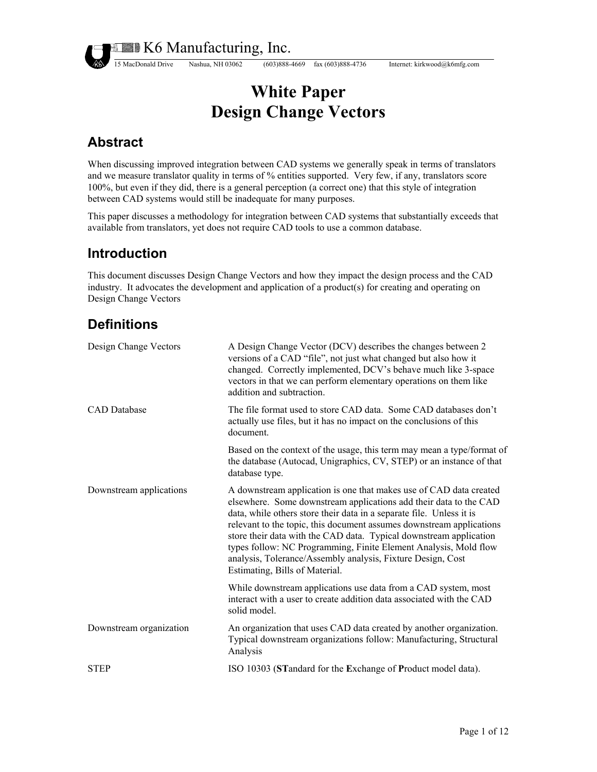K6 Manufacturing, Inc.

15 MacDonald Drive Nashua, NH 03062 (603)888-4669 fax (603)888-4736 Internet: kirkwood@k6mfg.com

# White Paper
# Design Change Vectors

## Abstract

When discussing improved integration between CAD systems we generally speak in terms of translators and we measure translator quality in terms of % entities supported. Very few, if any, translators score 100%, but even if they did, there is a general perception (a correct one) that this style of integration between CAD systems would still be inadequate for many purposes.

This paper discusses a methodology for integration between CAD systems that substantially exceeds that available from translators, yet does not require CAD tools to use a common database.

## Introduction

This document discusses Design Change Vectors and how they impact the design process and the CAD industry. It advocates the development and application of a product(s) for creating and operating on Design Change Vectors

## Definitions

| | |
|---|---|
| Design Change Vectors | A Design Change Vector (DCV) describes the changes between 2 versions of a CAD "file", not just what changed but also how it changed. Correctly implemented, DCV's behave much like 3-space vectors in that we can perform elementary operations on them like addition and subtraction. |
| CAD Database | The file format used to store CAD data. Some CAD databases don't actually use files, but it has no impact on the conclusions of this document.<br><br>Based on the context of the usage, this term may mean a type/format of the database (Autocad, Unigraphics, CV, STEP) or an instance of that database type. |
| Downstream applications | A downstream application is one that makes use of CAD data created elsewhere. Some downstream applications add their data to the CAD data, while others store their data in a separate file. Unless it is relevant to the topic, this document assumes downstream applications store their data with the CAD data. Typical downstream application types follow: NC Programming, Finite Element Analysis, Mold flow analysis, Tolerance/Assembly analysis, Fixture Design, Cost Estimating, Bills of Material.<br><br>While downstream applications use data from a CAD system, most interact with a user to create addition data associated with the CAD solid model. |
| Downstream organization | An organization that uses CAD data created by another organization. Typical downstream organizations follow: Manufacturing, Structural Analysis |
| STEP | ISO 10303 (**ST**andard for the **E**xchange of **P**roduct model data). |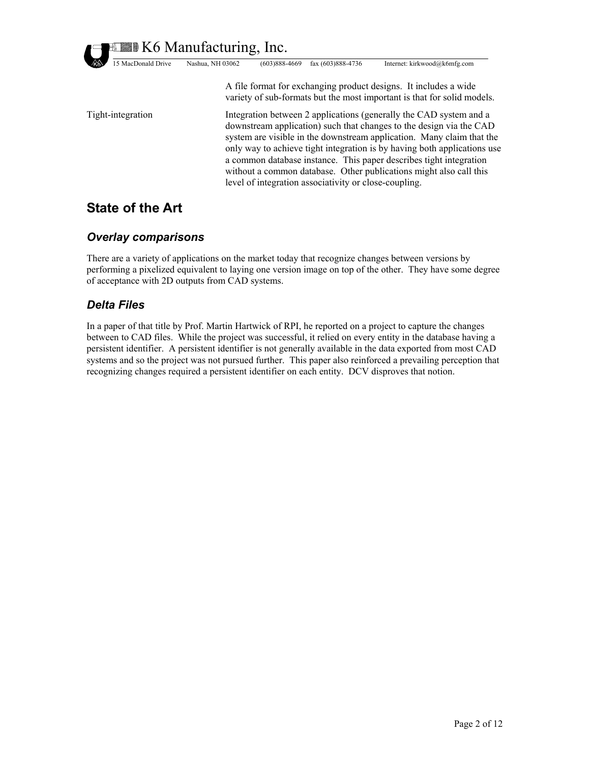|  | A file format for exchanging product designs. It includes a wide variety of sub-formats but the most important is that for solid models. |
|---|---|
| Tight-integration | Integration between 2 applications (generally the CAD system and a downstream application) such that changes to the design via the CAD system are visible in the downstream application. Many claim that the only way to achieve tight integration is by having both applications use a common database instance. This paper describes tight integration without a common database. Other publications might also call this level of integration associativity or close-coupling. |

## State of the Art

### *Overlay comparisons*

There are a variety of applications on the market today that recognize changes between versions by performing a pixelized equivalent to laying one version image on top of the other. They have some degree of acceptance with 2D outputs from CAD systems.

### *Delta Files*

In a paper of that title by Prof. Martin Hartwick of RPI, he reported on a project to capture the changes between to CAD files. While the project was successful, it relied on every entity in the database having a persistent identifier. A persistent identifier is not generally available in the data exported from most CAD systems and so the project was not pursued further. This paper also reinforced a prevailing perception that recognizing changes required a persistent identifier on each entity. DCV disproves that notion.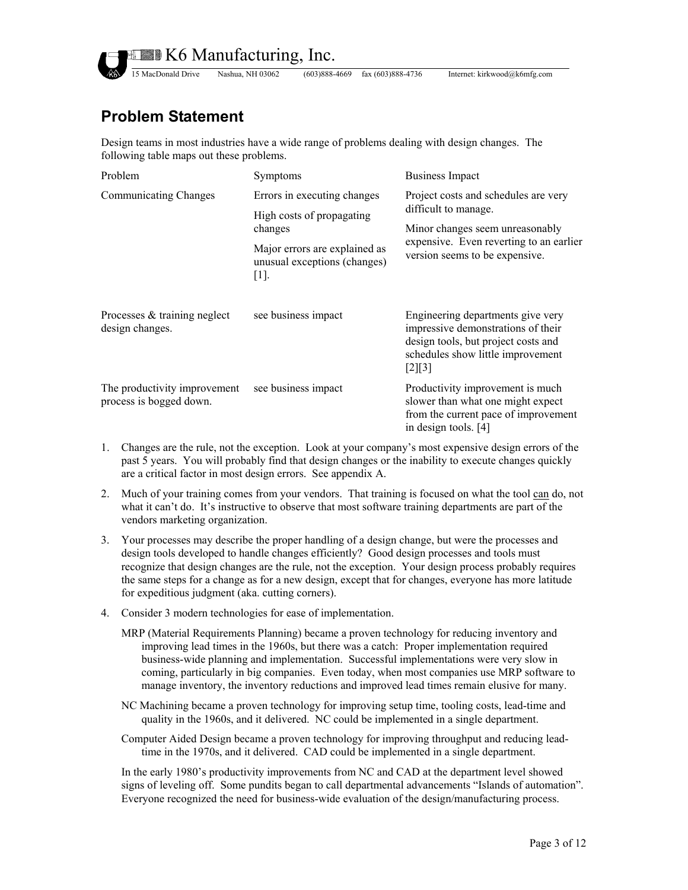## Problem Statement

Design teams in most industries have a wide range of problems dealing with design changes. The following table maps out these problems.

| Problem | Symptoms | Business Impact |
|---|---|---|
| Communicating Changes | Errors in executing changes<br>High costs of propagating changes<br>Major errors are explained as unusual exceptions (changes) [1]. | Project costs and schedules are very difficult to manage.<br>Minor changes seem unreasonably expensive. Even reverting to an earlier version seems to be expensive. |
| Processes & training neglect design changes. | see business impact | Engineering departments give very impressive demonstrations of their design tools, but project costs and schedules show little improvement [2][3] |
| The productivity improvement process is bogged down. | see business impact | Productivity improvement is much slower than what one might expect from the current pace of improvement in design tools. [4] |

1. Changes are the rule, not the exception. Look at your company's most expensive design errors of the past 5 years. You will probably find that design changes or the inability to execute changes quickly are a critical factor in most design errors. See appendix A.

2. Much of your training comes from your vendors. That training is focused on what the tool can do, not what it can't do. It's instructive to observe that most software training departments are part of the vendors marketing organization.

3. Your processes may describe the proper handling of a design change, but were the processes and design tools developed to handle changes efficiently? Good design processes and tools must recognize that design changes are the rule, not the exception. Your design process probably requires the same steps for a change as for a new design, except that for changes, everyone has more latitude for expeditious judgment (aka. cutting corners).

4. Consider 3 modern technologies for ease of implementation.

   MRP (Material Requirements Planning) became a proven technology for reducing inventory and improving lead times in the 1960s, but there was a catch: Proper implementation required business-wide planning and implementation. Successful implementations were very slow in coming, particularly in big companies. Even today, when most companies use MRP software to manage inventory, the inventory reductions and improved lead times remain elusive for many.

   NC Machining became a proven technology for improving setup time, tooling costs, lead-time and quality in the 1960s, and it delivered. NC could be implemented in a single department.

   Computer Aided Design became a proven technology for improving throughput and reducing lead-time in the 1970s, and it delivered. CAD could be implemented in a single department.

   In the early 1980's productivity improvements from NC and CAD at the department level showed signs of leveling off. Some pundits began to call departmental advancements "Islands of automation". Everyone recognized the need for business-wide evaluation of the design/manufacturing process.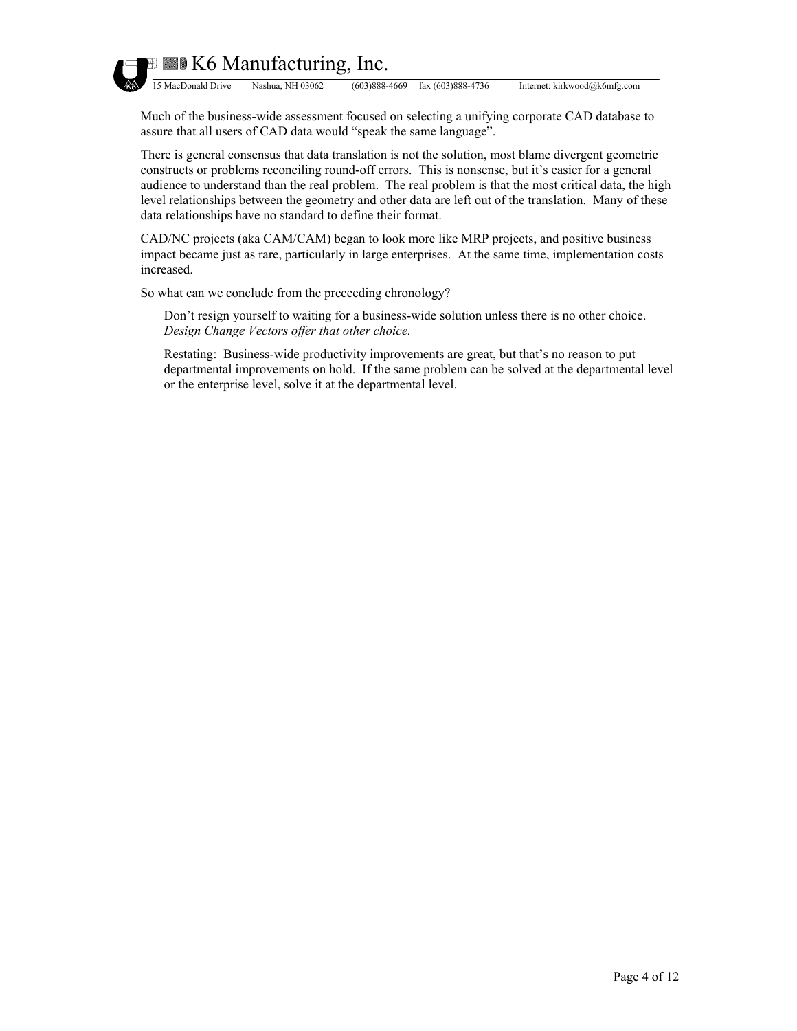Much of the business-wide assessment focused on selecting a unifying corporate CAD database to assure that all users of CAD data would “speak the same language”.

There is general consensus that data translation is not the solution, most blame divergent geometric constructs or problems reconciling round-off errors. This is nonsense, but it’s easier for a general audience to understand than the real problem. The real problem is that the most critical data, the high level relationships between the geometry and other data are left out of the translation. Many of these data relationships have no standard to define their format.

CAD/NC projects (aka CAM/CAM) began to look more like MRP projects, and positive business impact became just as rare, particularly in large enterprises. At the same time, implementation costs increased.

So what can we conclude from the preceeding chronology?

> Don’t resign yourself to waiting for a business-wide solution unless there is no other choice. *Design Change Vectors offer that other choice.*
>
> Restating: Business-wide productivity improvements are great, but that’s no reason to put departmental improvements on hold. If the same problem can be solved at the departmental level or the enterprise level, solve it at the departmental level.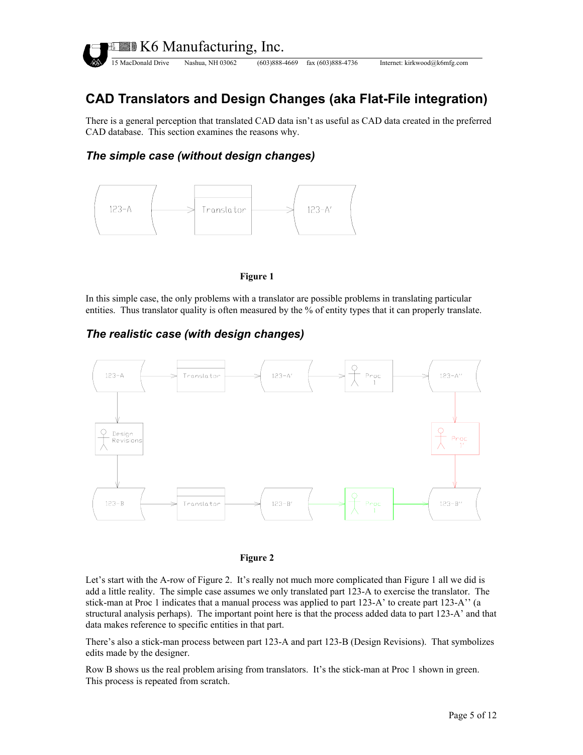# CAD Translators and Design Changes (aka Flat-File integration)

There is a general perception that translated CAD data isn't as useful as CAD data created in the preferred CAD database. This section examines the reasons why.

## *The simple case (without design changes)*

**Figure 1**

In this simple case, the only problems with a translator are possible problems in translating particular entities. Thus translator quality is often measured by the % of entity types that it can properly translate.

## *The realistic case (with design changes)*

**Figure 2**

Let's start with the A-row of Figure 2. It's really not much more complicated than Figure 1 all we did is add a little reality. The simple case assumes we only translated part 123-A to exercise the translator. The stick-man at Proc 1 indicates that a manual process was applied to part 123-A' to create part 123-A'' (a structural analysis perhaps). The important point here is that the process added data to part 123-A' and that data makes reference to specific entities in that part.

There's also a stick-man process between part 123-A and part 123-B (Design Revisions). That symbolizes edits made by the designer.

Row B shows us the real problem arising from translators. It's the stick-man at Proc 1 shown in green. This process is repeated from scratch.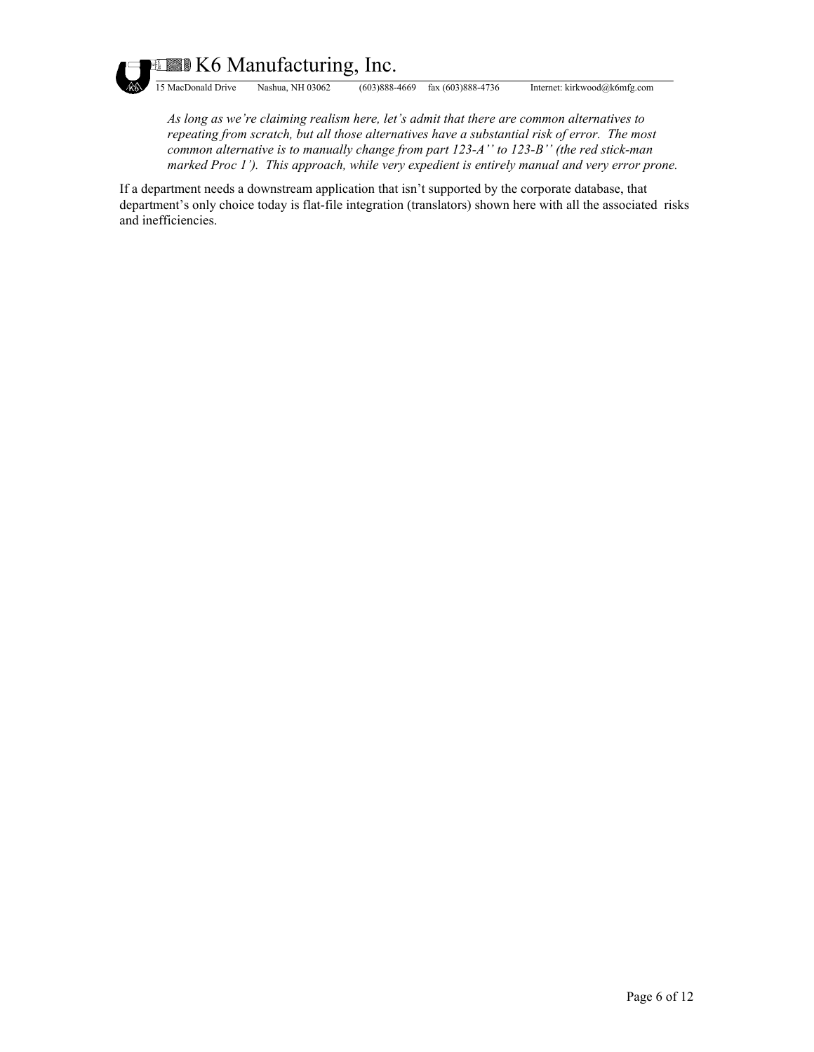*As long as we're claiming realism here, let's admit that there are common alternatives to repeating from scratch, but all those alternatives have a substantial risk of error. The most common alternative is to manually change from part 123-A'' to 123-B'' (the red stick-man marked Proc 1'). This approach, while very expedient is entirely manual and very error prone.*

If a department needs a downstream application that isn't supported by the corporate database, that department's only choice today is flat-file integration (translators) shown here with all the associated risks and inefficiencies.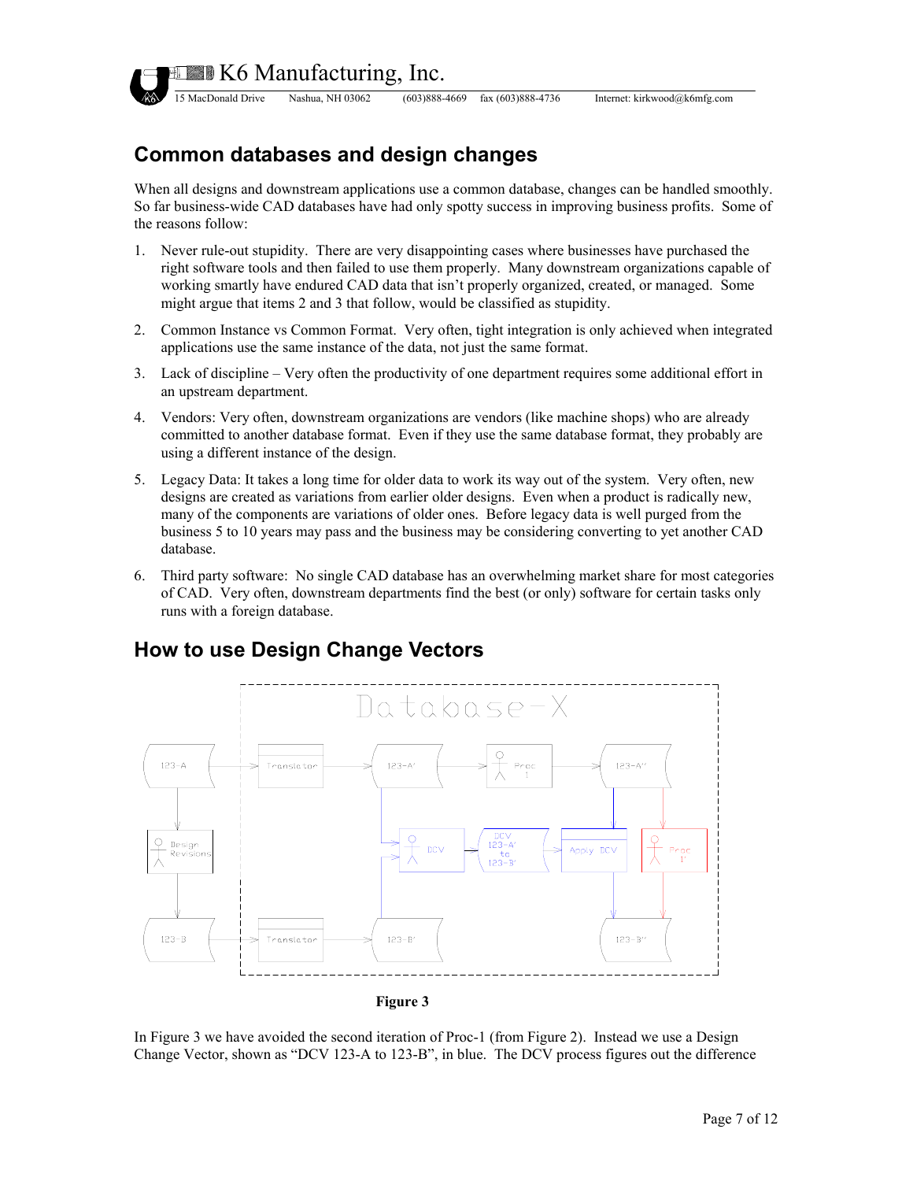## Common databases and design changes

When all designs and downstream applications use a common database, changes can be handled smoothly. So far business-wide CAD databases have had only spotty success in improving business profits. Some of the reasons follow:

1. Never rule-out stupidity. There are very disappointing cases where businesses have purchased the right software tools and then failed to use them properly. Many downstream organizations capable of working smartly have endured CAD data that isn't properly organized, created, or managed. Some might argue that items 2 and 3 that follow, would be classified as stupidity.
2. Common Instance vs Common Format. Very often, tight integration is only achieved when integrated applications use the same instance of the data, not just the same format.
3. Lack of discipline – Very often the productivity of one department requires some additional effort in an upstream department.
4. Vendors: Very often, downstream organizations are vendors (like machine shops) who are already committed to another database format. Even if they use the same database format, they probably are using a different instance of the design.
5. Legacy Data: It takes a long time for older data to work its way out of the system. Very often, new designs are created as variations from earlier older designs. Even when a product is radically new, many of the components are variations of older ones. Before legacy data is well purged from the business 5 to 10 years may pass and the business may be considering converting to yet another CAD database.
6. Third party software: No single CAD database has an overwhelming market share for most categories of CAD. Very often, downstream departments find the best (or only) software for certain tasks only runs with a foreign database.

## How to use Design Change Vectors

**Figure 3**

In Figure 3 we have avoided the second iteration of Proc-1 (from Figure 2). Instead we use a Design Change Vector, shown as "DCV 123-A to 123-B", in blue. The DCV process figures out the difference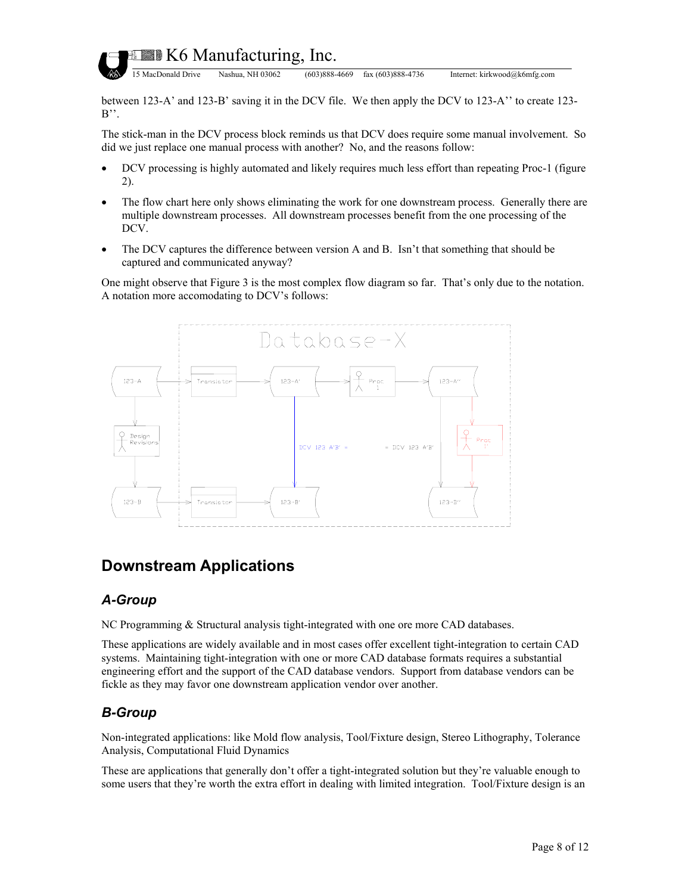between 123-A' and 123-B' saving it in the DCV file. We then apply the DCV to 123-A'' to create 123-B''.

The stick-man in the DCV process block reminds us that DCV does require some manual involvement. So did we just replace one manual process with another? No, and the reasons follow:

- DCV processing is highly automated and likely requires much less effort than repeating Proc-1 (figure 2).
- The flow chart here only shows eliminating the work for one downstream process. Generally there are multiple downstream processes. All downstream processes benefit from the one processing of the DCV.
- The DCV captures the difference between version A and B. Isn't that something that should be captured and communicated anyway?

One might observe that Figure 3 is the most complex flow diagram so far. That's only due to the notation. A notation more accomodating to DCV's follows:

## Downstream Applications

### *A-Group*

NC Programming & Structural analysis tight-integrated with one ore more CAD databases.

These applications are widely available and in most cases offer excellent tight-integration to certain CAD systems. Maintaining tight-integration with one or more CAD database formats requires a substantial engineering effort and the support of the CAD database vendors. Support from database vendors can be fickle as they may favor one downstream application vendor over another.

### *B-Group*

Non-integrated applications: like Mold flow analysis, Tool/Fixture design, Stereo Lithography, Tolerance Analysis, Computational Fluid Dynamics

These are applications that generally don't offer a tight-integrated solution but they're valuable enough to some users that they're worth the extra effort in dealing with limited integration. Tool/Fixture design is an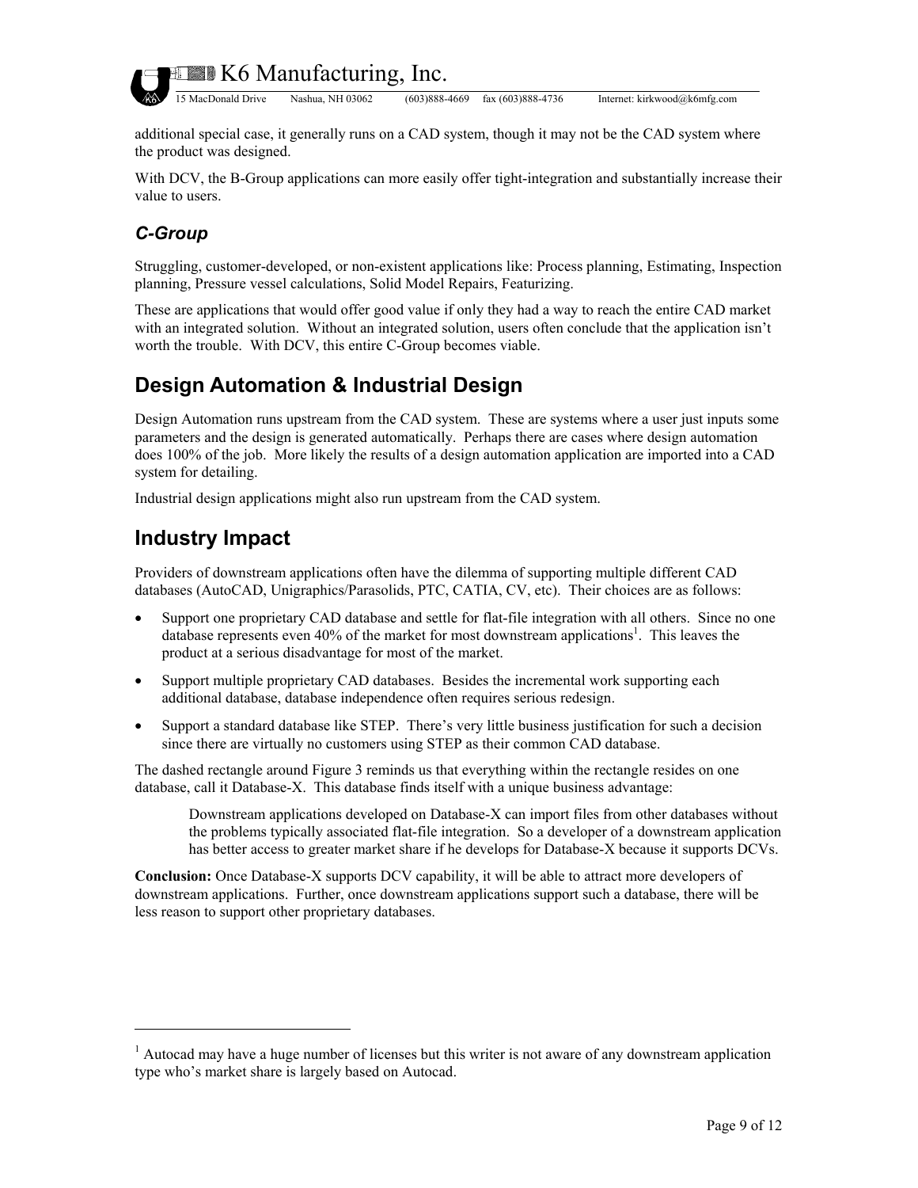additional special case, it generally runs on a CAD system, though it may not be the CAD system where the product was designed.

With DCV, the B-Group applications can more easily offer tight-integration and substantially increase their value to users.

### *C-Group*

Struggling, customer-developed, or non-existent applications like: Process planning, Estimating, Inspection planning, Pressure vessel calculations, Solid Model Repairs, Featurizing.

These are applications that would offer good value if only they had a way to reach the entire CAD market with an integrated solution. Without an integrated solution, users often conclude that the application isn't worth the trouble. With DCV, this entire C-Group becomes viable.

## Design Automation & Industrial Design

Design Automation runs upstream from the CAD system. These are systems where a user just inputs some parameters and the design is generated automatically. Perhaps there are cases where design automation does 100% of the job. More likely the results of a design automation application are imported into a CAD system for detailing.

Industrial design applications might also run upstream from the CAD system.

## Industry Impact

Providers of downstream applications often have the dilemma of supporting multiple different CAD databases (AutoCAD, Unigraphics/Parasolids, PTC, CATIA, CV, etc). Their choices are as follows:

- Support one proprietary CAD database and settle for flat-file integration with all others. Since no one database represents even 40% of the market for most downstream applications[1]. This leaves the product at a serious disadvantage for most of the market.
- Support multiple proprietary CAD databases. Besides the incremental work supporting each additional database, database independence often requires serious redesign.
- Support a standard database like STEP. There's very little business justification for such a decision since there are virtually no customers using STEP as their common CAD database.

The dashed rectangle around Figure 3 reminds us that everything within the rectangle resides on one database, call it Database-X. This database finds itself with a unique business advantage:

> Downstream applications developed on Database-X can import files from other databases without the problems typically associated flat-file integration. So a developer of a downstream application has better access to greater market share if he develops for Database-X because it supports DCVs.

**Conclusion:** Once Database-X supports DCV capability, it will be able to attract more developers of downstream applications. Further, once downstream applications support such a database, there will be less reason to support other proprietary databases.

---

[1] Autocad may have a huge number of licenses but this writer is not aware of any downstream application type who's market share is largely based on Autocad.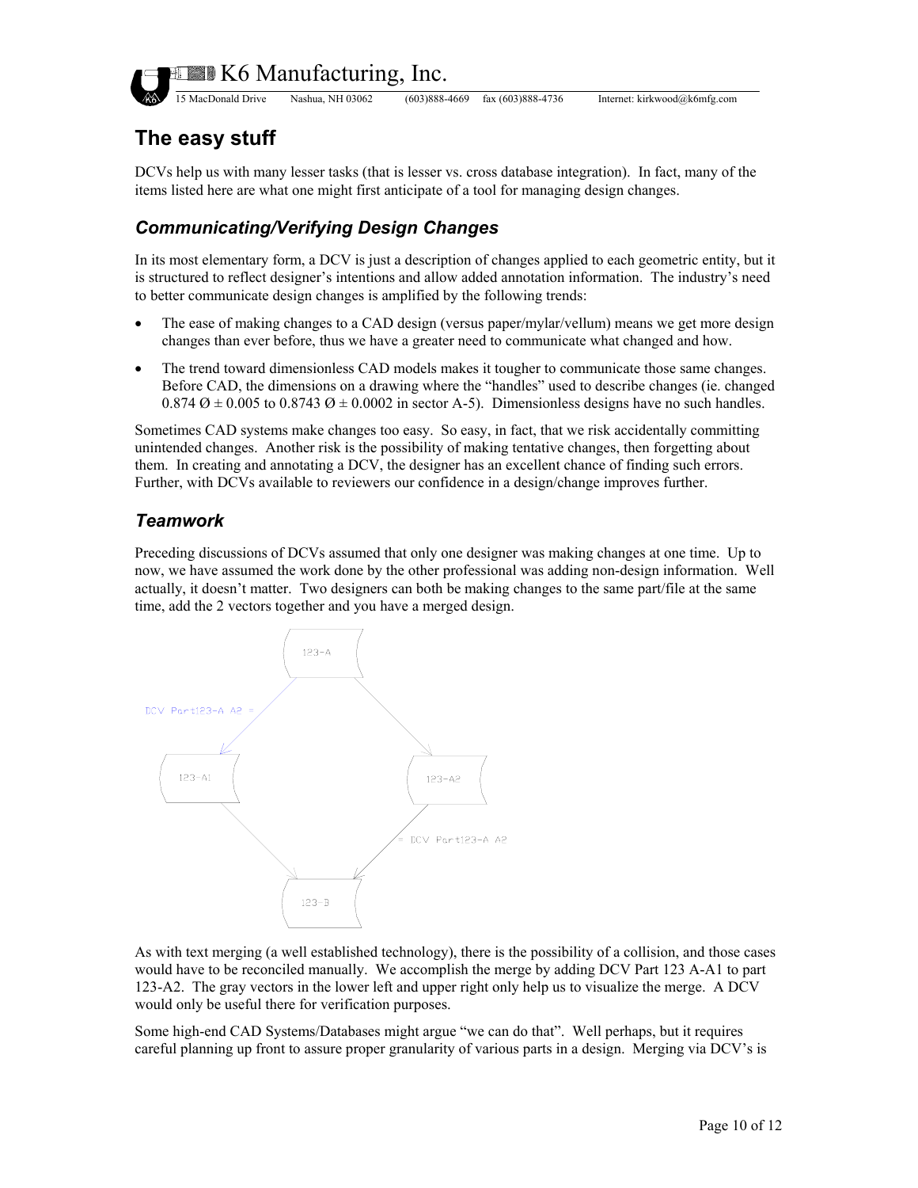## The easy stuff

DCVs help us with many lesser tasks (that is lesser vs. cross database integration). In fact, many of the items listed here are what one might first anticipate of a tool for managing design changes.

### *Communicating/Verifying Design Changes*

In its most elementary form, a DCV is just a description of changes applied to each geometric entity, but it is structured to reflect designer's intentions and allow added annotation information. The industry's need to better communicate design changes is amplified by the following trends:

- The ease of making changes to a CAD design (versus paper/mylar/vellum) means we get more design changes than ever before, thus we have a greater need to communicate what changed and how.
- The trend toward dimensionless CAD models makes it tougher to communicate those same changes. Before CAD, the dimensions on a drawing where the "handles" used to describe changes (ie. changed 0.874 Ø ± 0.005 to 0.8743 Ø ± 0.0002 in sector A-5). Dimensionless designs have no such handles.

Sometimes CAD systems make changes too easy. So easy, in fact, that we risk accidentally committing unintended changes. Another risk is the possibility of making tentative changes, then forgetting about them. In creating and annotating a DCV, the designer has an excellent chance of finding such errors. Further, with DCVs available to reviewers our confidence in a design/change improves further.

### *Teamwork*

Preceding discussions of DCVs assumed that only one designer was making changes at one time. Up to now, we have assumed the work done by the other professional was adding non-design information. Well actually, it doesn't matter. Two designers can both be making changes to the same part/file at the same time, add the 2 vectors together and you have a merged design.

As with text merging (a well established technology), there is the possibility of a collision, and those cases would have to be reconciled manually. We accomplish the merge by adding DCV Part 123 A-A1 to part 123-A2. The gray vectors in the lower left and upper right only help us to visualize the merge. A DCV would only be useful there for verification purposes.

Some high-end CAD Systems/Databases might argue "we can do that". Well perhaps, but it requires careful planning up front to assure proper granularity of various parts in a design. Merging via DCV's is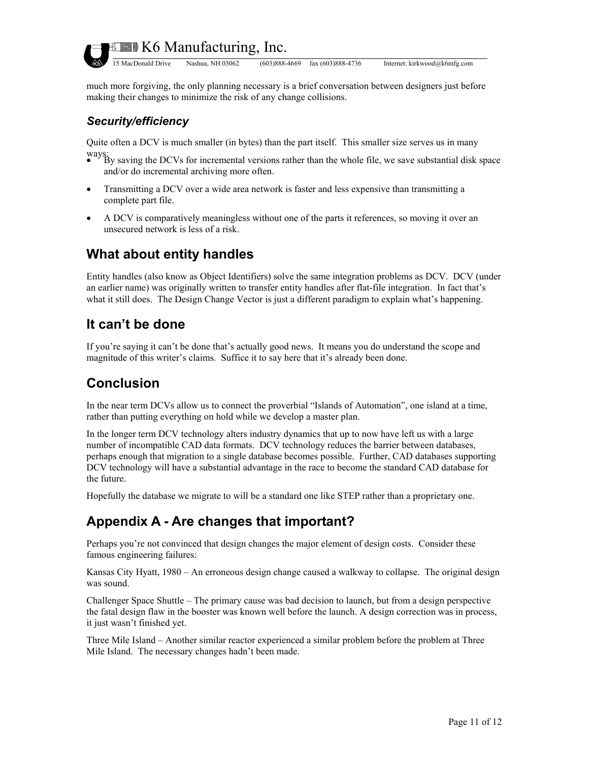much more forgiving, the only planning necessary is a brief conversation between designers just before making their changes to minimize the risk of any change collisions.

### *Security/efficiency*

Quite often a DCV is much smaller (in bytes) than the part itself. This smaller size serves us in many ways:

- By saving the DCVs for incremental versions rather than the whole file, we save substantial disk space and/or do incremental archiving more often.
- Transmitting a DCV over a wide area network is faster and less expensive than transmitting a complete part file.
- A DCV is comparatively meaningless without one of the parts it references, so moving it over an unsecured network is less of a risk.

## What about entity handles

Entity handles (also know as Object Identifiers) solve the same integration problems as DCV. DCV (under an earlier name) was originally written to transfer entity handles after flat-file integration. In fact that's what it still does. The Design Change Vector is just a different paradigm to explain what's happening.

## It can't be done

If you're saying it can't be done that's actually good news. It means you do understand the scope and magnitude of this writer's claims. Suffice it to say here that it's already been done.

## Conclusion

In the near term DCVs allow us to connect the proverbial "Islands of Automation", one island at a time, rather than putting everything on hold while we develop a master plan.

In the longer term DCV technology alters industry dynamics that up to now have left us with a large number of incompatible CAD data formats. DCV technology reduces the barrier between databases, perhaps enough that migration to a single database becomes possible. Further, CAD databases supporting DCV technology will have a substantial advantage in the race to become the standard CAD database for the future.

Hopefully the database we migrate to will be a standard one like STEP rather than a proprietary one.

## Appendix A - Are changes that important?

Perhaps you're not convinced that design changes the major element of design costs. Consider these famous engineering failures:

Kansas City Hyatt, 1980 – An erroneous design change caused a walkway to collapse. The original design was sound.

Challenger Space Shuttle – The primary cause was bad decision to launch, but from a design perspective the fatal design flaw in the booster was known well before the launch. A design correction was in process, it just wasn't finished yet.

Three Mile Island – Another similar reactor experienced a similar problem before the problem at Three Mile Island. The necessary changes hadn't been made.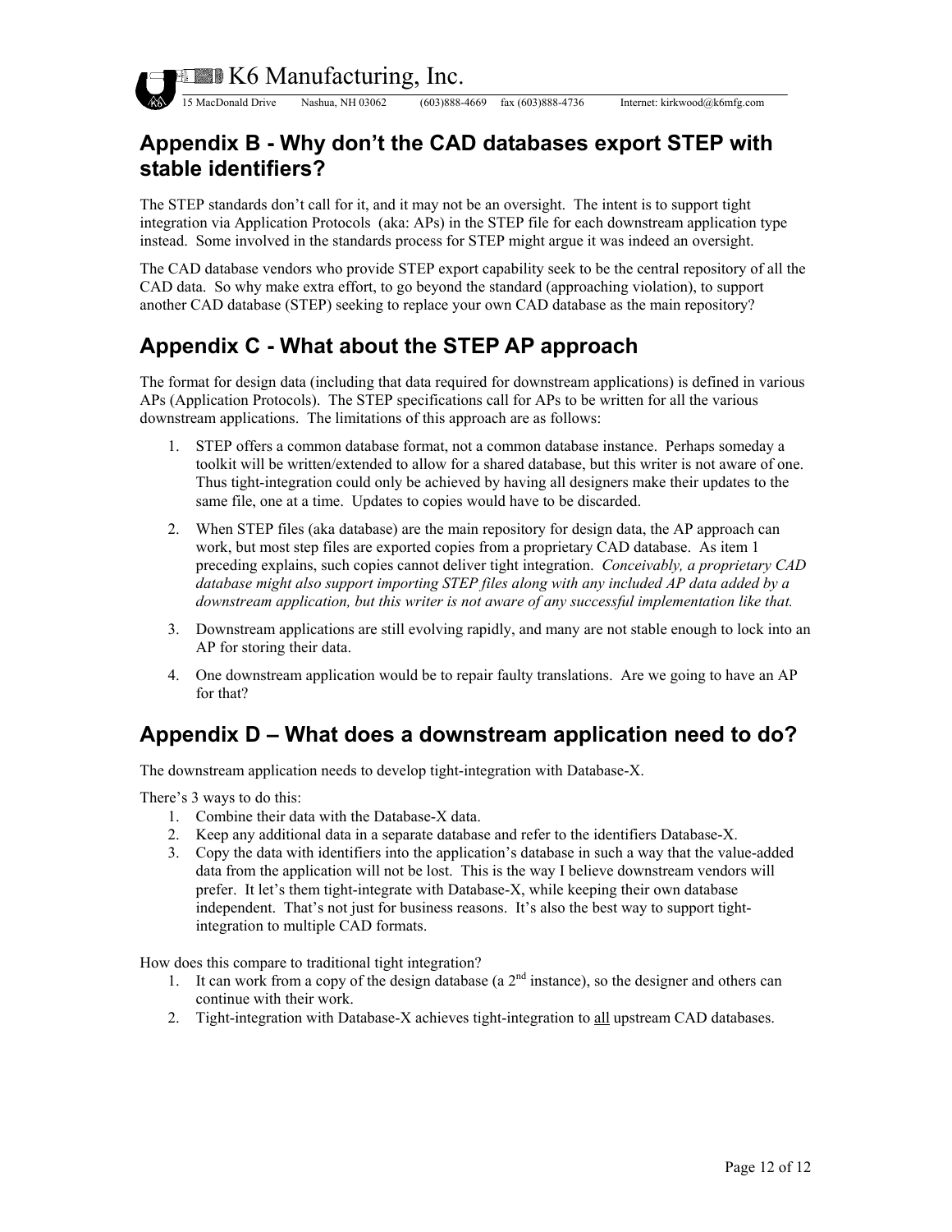## Appendix B - Why don't the CAD databases export STEP with stable identifiers?

The STEP standards don't call for it, and it may not be an oversight. The intent is to support tight integration via Application Protocols (aka: APs) in the STEP file for each downstream application type instead. Some involved in the standards process for STEP might argue it was indeed an oversight.

The CAD database vendors who provide STEP export capability seek to be the central repository of all the CAD data. So why make extra effort, to go beyond the standard (approaching violation), to support another CAD database (STEP) seeking to replace your own CAD database as the main repository?

## Appendix C - What about the STEP AP approach

The format for design data (including that data required for downstream applications) is defined in various APs (Application Protocols). The STEP specifications call for APs to be written for all the various downstream applications. The limitations of this approach are as follows:

1. STEP offers a common database format, not a common database instance. Perhaps someday a toolkit will be written/extended to allow for a shared database, but this writer is not aware of one. Thus tight-integration could only be achieved by having all designers make their updates to the same file, one at a time. Updates to copies would have to be discarded.
2. When STEP files (aka database) are the main repository for design data, the AP approach can work, but most step files are exported copies from a proprietary CAD database. As item 1 preceding explains, such copies cannot deliver tight integration. *Conceivably, a proprietary CAD database might also support importing STEP files along with any included AP data added by a downstream application, but this writer is not aware of any successful implementation like that.*
3. Downstream applications are still evolving rapidly, and many are not stable enough to lock into an AP for storing their data.
4. One downstream application would be to repair faulty translations. Are we going to have an AP for that?

## Appendix D – What does a downstream application need to do?

The downstream application needs to develop tight-integration with Database-X.

There's 3 ways to do this:

1. Combine their data with the Database-X data.
2. Keep any additional data in a separate database and refer to the identifiers Database-X.
3. Copy the data with identifiers into the application's database in such a way that the value-added data from the application will not be lost. This is the way I believe downstream vendors will prefer. It let's them tight-integrate with Database-X, while keeping their own database independent. That's not just for business reasons. It's also the best way to support tight-integration to multiple CAD formats.

How does this compare to traditional tight integration?

1. It can work from a copy of the design database (a 2nd instance), so the designer and others can continue with their work.
2. Tight-integration with Database-X achieves tight-integration to <u>all</u> upstream CAD databases.